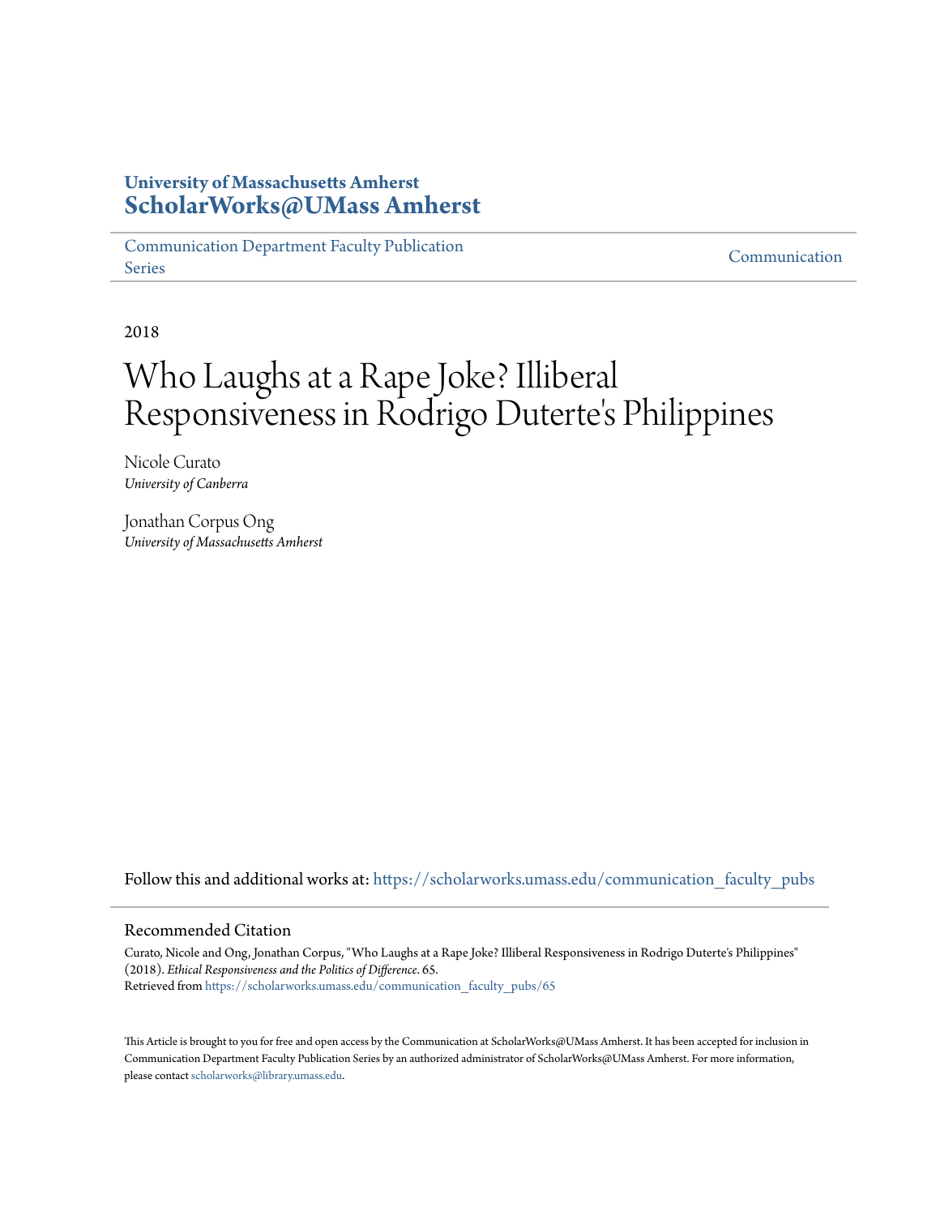**University of Massachusetts Amherst**
**ScholarWorks@UMass Amherst**

Communication Department Faculty Publication Series | Communication

2018

# Who Laughs at a Rape Joke? Illiberal Responsiveness in Rodrigo Duterte's Philippines

Nicole Curato
*University of Canberra*

Jonathan Corpus Ong
*University of Massachusetts Amherst*

Follow this and additional works at: https://scholarworks.umass.edu/communication_faculty_pubs

## Recommended Citation

Curato, Nicole and Ong, Jonathan Corpus, "Who Laughs at a Rape Joke? Illiberal Responsiveness in Rodrigo Duterte's Philippines" (2018). *Ethical Responsiveness and the Politics of Difference*. 65.
Retrieved from https://scholarworks.umass.edu/communication_faculty_pubs/65

This Article is brought to you for free and open access by the Communication at ScholarWorks@UMass Amherst. It has been accepted for inclusion in Communication Department Faculty Publication Series by an authorized administrator of ScholarWorks@UMass Amherst. For more information, please contact scholarworks@library.umass.edu.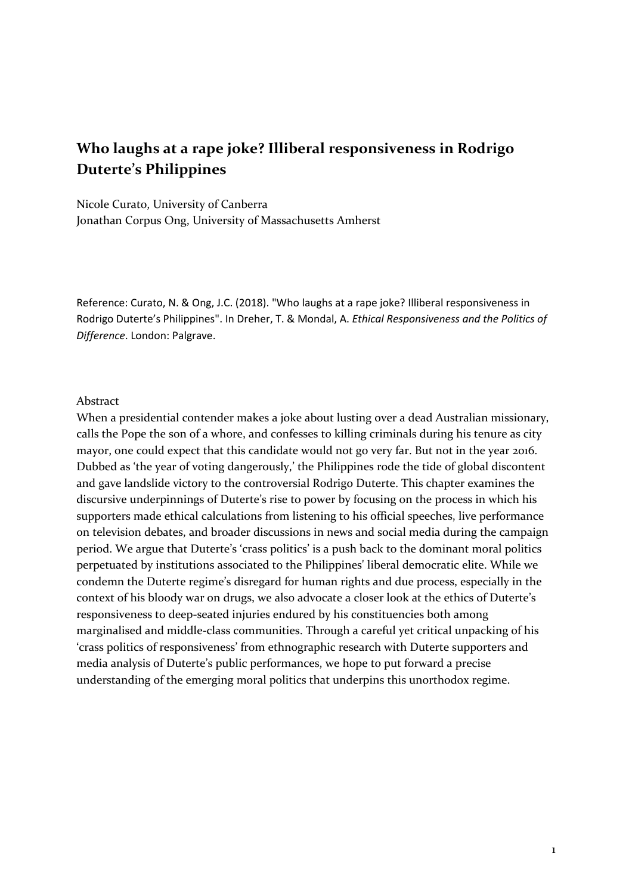# Who laughs at a rape joke? Illiberal responsiveness in Rodrigo Duterte's Philippines

Nicole Curato, University of Canberra
Jonathan Corpus Ong, University of Massachusetts Amherst

Reference: Curato, N. & Ong, J.C. (2018). "Who laughs at a rape joke? Illiberal responsiveness in Rodrigo Duterte's Philippines". In Dreher, T. & Mondal, A. *Ethical Responsiveness and the Politics of Difference*. London: Palgrave.

Abstract

When a presidential contender makes a joke about lusting over a dead Australian missionary, calls the Pope the son of a whore, and confesses to killing criminals during his tenure as city mayor, one could expect that this candidate would not go very far. But not in the year 2016. Dubbed as 'the year of voting dangerously,' the Philippines rode the tide of global discontent and gave landslide victory to the controversial Rodrigo Duterte. This chapter examines the discursive underpinnings of Duterte's rise to power by focusing on the process in which his supporters made ethical calculations from listening to his official speeches, live performance on television debates, and broader discussions in news and social media during the campaign period. We argue that Duterte's 'crass politics' is a push back to the dominant moral politics perpetuated by institutions associated to the Philippines' liberal democratic elite. While we condemn the Duterte regime's disregard for human rights and due process, especially in the context of his bloody war on drugs, we also advocate a closer look at the ethics of Duterte's responsiveness to deep-seated injuries endured by his constituencies both among marginalised and middle-class communities. Through a careful yet critical unpacking of his 'crass politics of responsiveness' from ethnographic research with Duterte supporters and media analysis of Duterte's public performances, we hope to put forward a precise understanding of the emerging moral politics that underpins this unorthodox regime.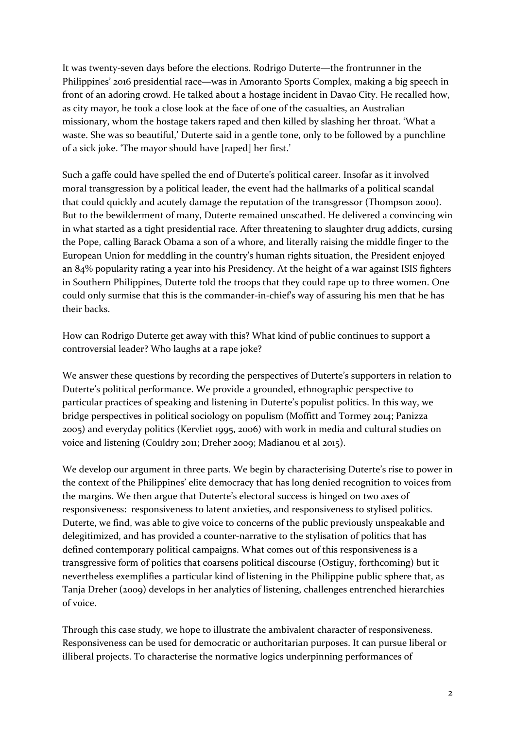It was twenty-seven days before the elections. Rodrigo Duterte—the frontrunner in the Philippines' 2016 presidential race—was in Amoranto Sports Complex, making a big speech in front of an adoring crowd. He talked about a hostage incident in Davao City. He recalled how, as city mayor, he took a close look at the face of one of the casualties, an Australian missionary, whom the hostage takers raped and then killed by slashing her throat. 'What a waste. She was so beautiful,' Duterte said in a gentle tone, only to be followed by a punchline of a sick joke. 'The mayor should have [raped] her first.'

Such a gaffe could have spelled the end of Duterte's political career. Insofar as it involved moral transgression by a political leader, the event had the hallmarks of a political scandal that could quickly and acutely damage the reputation of the transgressor (Thompson 2000). But to the bewilderment of many, Duterte remained unscathed. He delivered a convincing win in what started as a tight presidential race. After threatening to slaughter drug addicts, cursing the Pope, calling Barack Obama a son of a whore, and literally raising the middle finger to the European Union for meddling in the country's human rights situation, the President enjoyed an 84% popularity rating a year into his Presidency. At the height of a war against ISIS fighters in Southern Philippines, Duterte told the troops that they could rape up to three women. One could only surmise that this is the commander-in-chief's way of assuring his men that he has their backs.

How can Rodrigo Duterte get away with this? What kind of public continues to support a controversial leader? Who laughs at a rape joke?

We answer these questions by recording the perspectives of Duterte's supporters in relation to Duterte's political performance. We provide a grounded, ethnographic perspective to particular practices of speaking and listening in Duterte's populist politics. In this way, we bridge perspectives in political sociology on populism (Moffitt and Tormey 2014; Panizza 2005) and everyday politics (Kervliet 1995, 2006) with work in media and cultural studies on voice and listening (Couldry 2011; Dreher 2009; Madianou et al 2015).

We develop our argument in three parts. We begin by characterising Duterte's rise to power in the context of the Philippines' elite democracy that has long denied recognition to voices from the margins. We then argue that Duterte's electoral success is hinged on two axes of responsiveness: responsiveness to latent anxieties, and responsiveness to stylised politics. Duterte, we find, was able to give voice to concerns of the public previously unspeakable and delegitimized, and has provided a counter-narrative to the stylisation of politics that has defined contemporary political campaigns. What comes out of this responsiveness is a transgressive form of politics that coarsens political discourse (Ostiguy, forthcoming) but it nevertheless exemplifies a particular kind of listening in the Philippine public sphere that, as Tanja Dreher (2009) develops in her analytics of listening, challenges entrenched hierarchies of voice.

Through this case study, we hope to illustrate the ambivalent character of responsiveness. Responsiveness can be used for democratic or authoritarian purposes. It can pursue liberal or illiberal projects. To characterise the normative logics underpinning performances of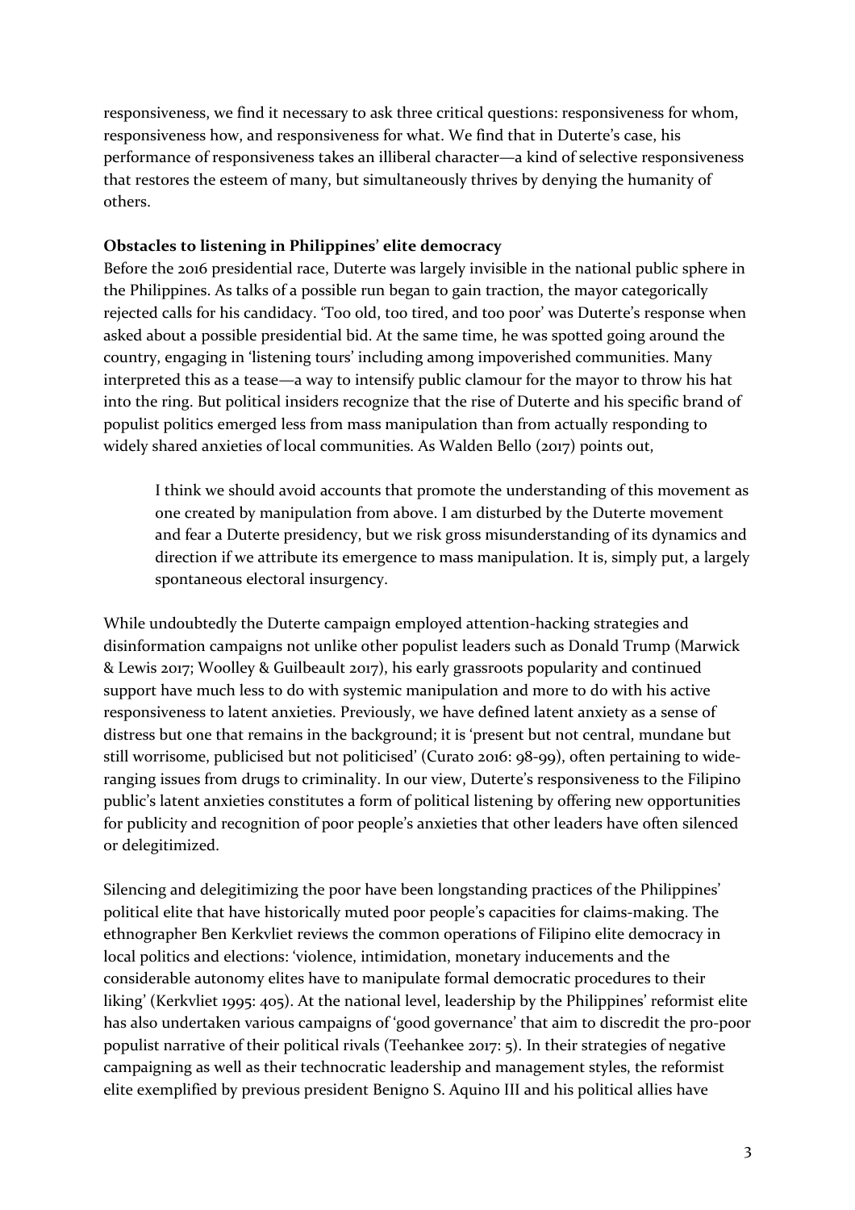responsiveness, we find it necessary to ask three critical questions: responsiveness for whom, responsiveness how, and responsiveness for what. We find that in Duterte's case, his performance of responsiveness takes an illiberal character—a kind of selective responsiveness that restores the esteem of many, but simultaneously thrives by denying the humanity of others.

**Obstacles to listening in Philippines' elite democracy**

Before the 2016 presidential race, Duterte was largely invisible in the national public sphere in the Philippines. As talks of a possible run began to gain traction, the mayor categorically rejected calls for his candidacy. 'Too old, too tired, and too poor' was Duterte's response when asked about a possible presidential bid. At the same time, he was spotted going around the country, engaging in 'listening tours' including among impoverished communities. Many interpreted this as a tease—a way to intensify public clamour for the mayor to throw his hat into the ring. But political insiders recognize that the rise of Duterte and his specific brand of populist politics emerged less from mass manipulation than from actually responding to widely shared anxieties of local communities. As Walden Bello (2017) points out,

> I think we should avoid accounts that promote the understanding of this movement as one created by manipulation from above. I am disturbed by the Duterte movement and fear a Duterte presidency, but we risk gross misunderstanding of its dynamics and direction if we attribute its emergence to mass manipulation. It is, simply put, a largely spontaneous electoral insurgency.

While undoubtedly the Duterte campaign employed attention-hacking strategies and disinformation campaigns not unlike other populist leaders such as Donald Trump (Marwick & Lewis 2017; Woolley & Guilbeault 2017), his early grassroots popularity and continued support have much less to do with systemic manipulation and more to do with his active responsiveness to latent anxieties. Previously, we have defined latent anxiety as a sense of distress but one that remains in the background; it is 'present but not central, mundane but still worrisome, publicised but not politicised' (Curato 2016: 98-99), often pertaining to wide-ranging issues from drugs to criminality. In our view, Duterte's responsiveness to the Filipino public's latent anxieties constitutes a form of political listening by offering new opportunities for publicity and recognition of poor people's anxieties that other leaders have often silenced or delegitimized.

Silencing and delegitimizing the poor have been longstanding practices of the Philippines' political elite that have historically muted poor people's capacities for claims-making. The ethnographer Ben Kerkvliet reviews the common operations of Filipino elite democracy in local politics and elections: 'violence, intimidation, monetary inducements and the considerable autonomy elites have to manipulate formal democratic procedures to their liking' (Kerkvliet 1995: 405). At the national level, leadership by the Philippines' reformist elite has also undertaken various campaigns of 'good governance' that aim to discredit the pro-poor populist narrative of their political rivals (Teehankee 2017: 5). In their strategies of negative campaigning as well as their technocratic leadership and management styles, the reformist elite exemplified by previous president Benigno S. Aquino III and his political allies have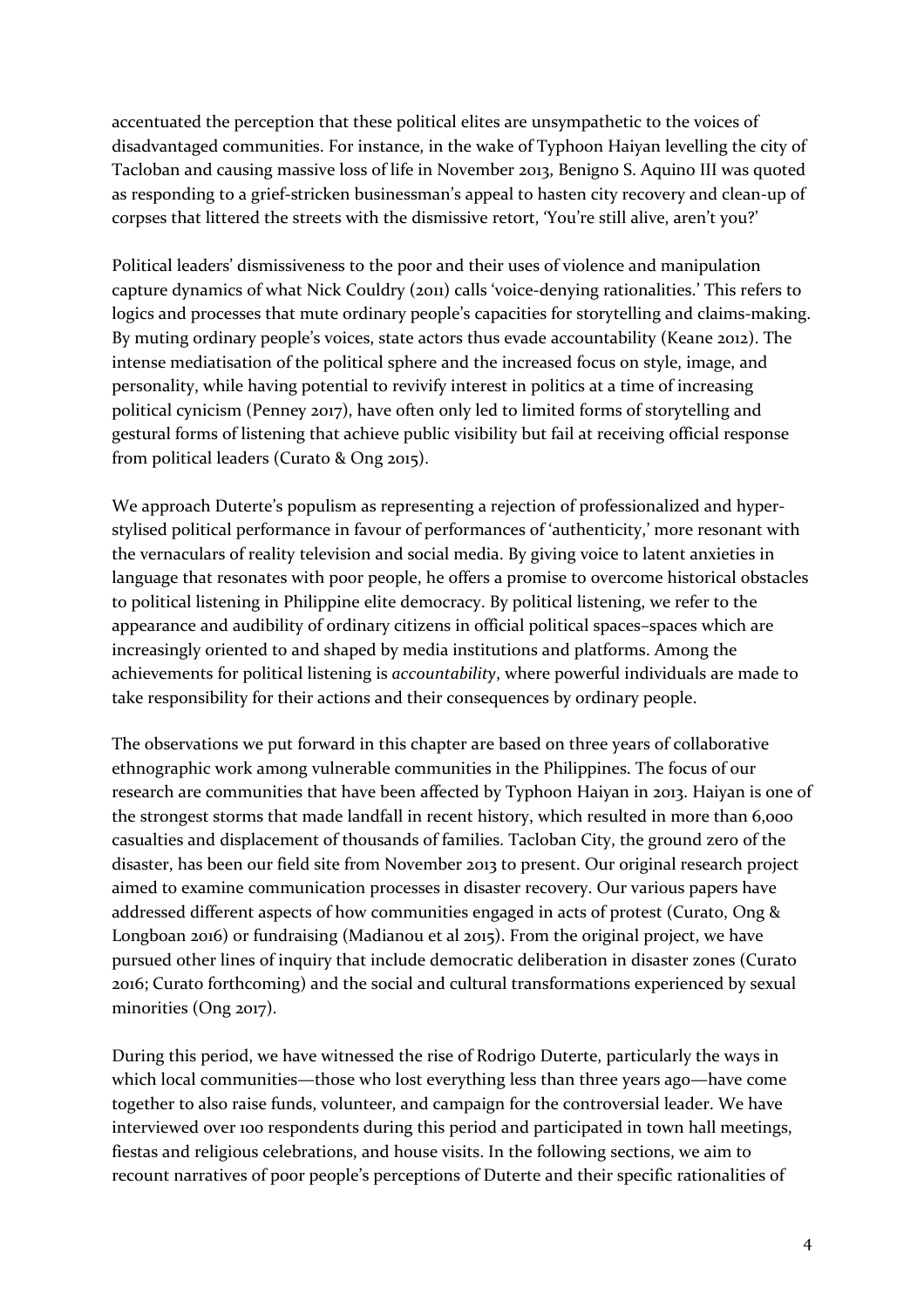accentuated the perception that these political elites are unsympathetic to the voices of disadvantaged communities. For instance, in the wake of Typhoon Haiyan levelling the city of Tacloban and causing massive loss of life in November 2013, Benigno S. Aquino III was quoted as responding to a grief-stricken businessman's appeal to hasten city recovery and clean-up of corpses that littered the streets with the dismissive retort, 'You're still alive, aren't you?'

Political leaders' dismissiveness to the poor and their uses of violence and manipulation capture dynamics of what Nick Couldry (2011) calls 'voice-denying rationalities.' This refers to logics and processes that mute ordinary people's capacities for storytelling and claims-making. By muting ordinary people's voices, state actors thus evade accountability (Keane 2012). The intense mediatisation of the political sphere and the increased focus on style, image, and personality, while having potential to revivify interest in politics at a time of increasing political cynicism (Penney 2017), have often only led to limited forms of storytelling and gestural forms of listening that achieve public visibility but fail at receiving official response from political leaders (Curato & Ong 2015).

We approach Duterte's populism as representing a rejection of professionalized and hyper-stylised political performance in favour of performances of 'authenticity,' more resonant with the vernaculars of reality television and social media. By giving voice to latent anxieties in language that resonates with poor people, he offers a promise to overcome historical obstacles to political listening in Philippine elite democracy. By political listening, we refer to the appearance and audibility of ordinary citizens in official political spaces–spaces which are increasingly oriented to and shaped by media institutions and platforms. Among the achievements for political listening is *accountability*, where powerful individuals are made to take responsibility for their actions and their consequences by ordinary people.

The observations we put forward in this chapter are based on three years of collaborative ethnographic work among vulnerable communities in the Philippines. The focus of our research are communities that have been affected by Typhoon Haiyan in 2013. Haiyan is one of the strongest storms that made landfall in recent history, which resulted in more than 6,000 casualties and displacement of thousands of families. Tacloban City, the ground zero of the disaster, has been our field site from November 2013 to present. Our original research project aimed to examine communication processes in disaster recovery. Our various papers have addressed different aspects of how communities engaged in acts of protest (Curato, Ong & Longboan 2016) or fundraising (Madianou et al 2015). From the original project, we have pursued other lines of inquiry that include democratic deliberation in disaster zones (Curato 2016; Curato forthcoming) and the social and cultural transformations experienced by sexual minorities (Ong 2017).

During this period, we have witnessed the rise of Rodrigo Duterte, particularly the ways in which local communities—those who lost everything less than three years ago—have come together to also raise funds, volunteer, and campaign for the controversial leader. We have interviewed over 100 respondents during this period and participated in town hall meetings, fiestas and religious celebrations, and house visits. In the following sections, we aim to recount narratives of poor people's perceptions of Duterte and their specific rationalities of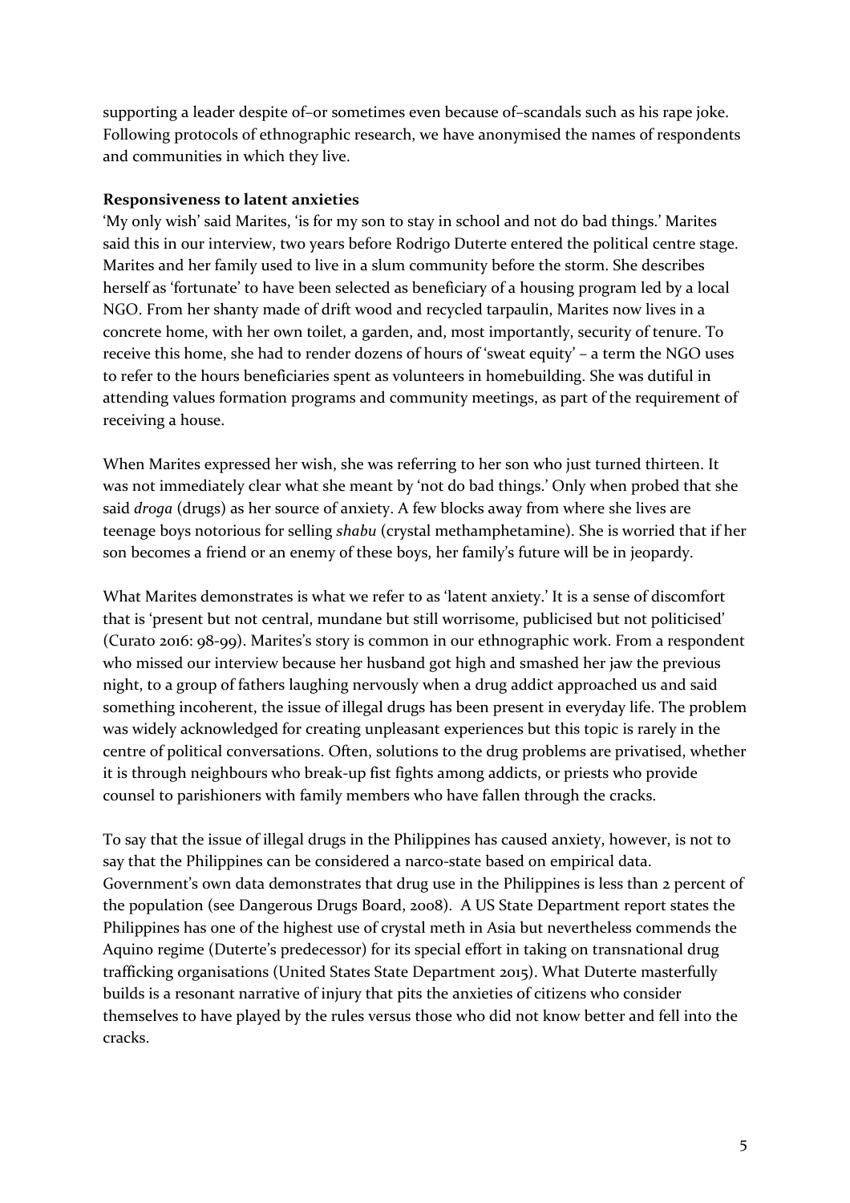supporting a leader despite of–or sometimes even because of–scandals such as his rape joke. Following protocols of ethnographic research, we have anonymised the names of respondents and communities in which they live.

**Responsiveness to latent anxieties**

'My only wish' said Marites, 'is for my son to stay in school and not do bad things.' Marites said this in our interview, two years before Rodrigo Duterte entered the political centre stage. Marites and her family used to live in a slum community before the storm. She describes herself as 'fortunate' to have been selected as beneficiary of a housing program led by a local NGO. From her shanty made of drift wood and recycled tarpaulin, Marites now lives in a concrete home, with her own toilet, a garden, and, most importantly, security of tenure. To receive this home, she had to render dozens of hours of 'sweat equity' – a term the NGO uses to refer to the hours beneficiaries spent as volunteers in homebuilding. She was dutiful in attending values formation programs and community meetings, as part of the requirement of receiving a house.

When Marites expressed her wish, she was referring to her son who just turned thirteen. It was not immediately clear what she meant by 'not do bad things.' Only when probed that she said *droga* (drugs) as her source of anxiety. A few blocks away from where she lives are teenage boys notorious for selling *shabu* (crystal methamphetamine). She is worried that if her son becomes a friend or an enemy of these boys, her family's future will be in jeopardy.

What Marites demonstrates is what we refer to as 'latent anxiety.' It is a sense of discomfort that is 'present but not central, mundane but still worrisome, publicised but not politicised' (Curato 2016: 98-99). Marites's story is common in our ethnographic work. From a respondent who missed our interview because her husband got high and smashed her jaw the previous night, to a group of fathers laughing nervously when a drug addict approached us and said something incoherent, the issue of illegal drugs has been present in everyday life. The problem was widely acknowledged for creating unpleasant experiences but this topic is rarely in the centre of political conversations. Often, solutions to the drug problems are privatised, whether it is through neighbours who break-up fist fights among addicts, or priests who provide counsel to parishioners with family members who have fallen through the cracks.

To say that the issue of illegal drugs in the Philippines has caused anxiety, however, is not to say that the Philippines can be considered a narco-state based on empirical data. Government's own data demonstrates that drug use in the Philippines is less than 2 percent of the population (see Dangerous Drugs Board, 2008). A US State Department report states the Philippines has one of the highest use of crystal meth in Asia but nevertheless commends the Aquino regime (Duterte's predecessor) for its special effort in taking on transnational drug trafficking organisations (United States State Department 2015). What Duterte masterfully builds is a resonant narrative of injury that pits the anxieties of citizens who consider themselves to have played by the rules versus those who did not know better and fell into the cracks.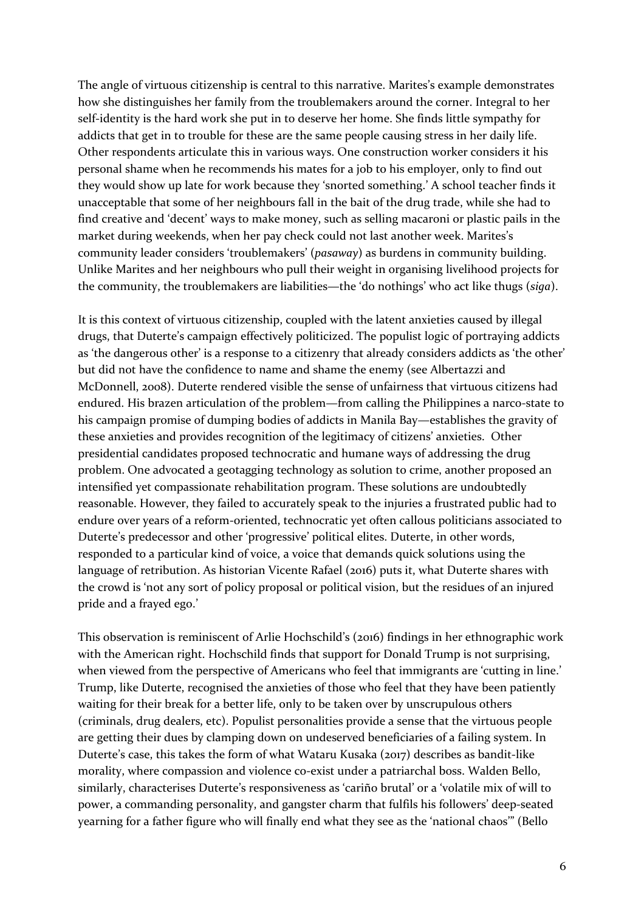The angle of virtuous citizenship is central to this narrative. Marites's example demonstrates how she distinguishes her family from the troublemakers around the corner. Integral to her self-identity is the hard work she put in to deserve her home. She finds little sympathy for addicts that get in to trouble for these are the same people causing stress in her daily life. Other respondents articulate this in various ways. One construction worker considers it his personal shame when he recommends his mates for a job to his employer, only to find out they would show up late for work because they 'snorted something.' A school teacher finds it unacceptable that some of her neighbours fall in the bait of the drug trade, while she had to find creative and 'decent' ways to make money, such as selling macaroni or plastic pails in the market during weekends, when her pay check could not last another week. Marites's community leader considers 'troublemakers' (*pasaway*) as burdens in community building. Unlike Marites and her neighbours who pull their weight in organising livelihood projects for the community, the troublemakers are liabilities—the 'do nothings' who act like thugs (*siga*).

It is this context of virtuous citizenship, coupled with the latent anxieties caused by illegal drugs, that Duterte's campaign effectively politicized. The populist logic of portraying addicts as 'the dangerous other' is a response to a citizenry that already considers addicts as 'the other' but did not have the confidence to name and shame the enemy (see Albertazzi and McDonnell, 2008). Duterte rendered visible the sense of unfairness that virtuous citizens had endured. His brazen articulation of the problem—from calling the Philippines a narco-state to his campaign promise of dumping bodies of addicts in Manila Bay—establishes the gravity of these anxieties and provides recognition of the legitimacy of citizens' anxieties. Other presidential candidates proposed technocratic and humane ways of addressing the drug problem. One advocated a geotagging technology as solution to crime, another proposed an intensified yet compassionate rehabilitation program. These solutions are undoubtedly reasonable. However, they failed to accurately speak to the injuries a frustrated public had to endure over years of a reform-oriented, technocratic yet often callous politicians associated to Duterte's predecessor and other 'progressive' political elites. Duterte, in other words, responded to a particular kind of voice, a voice that demands quick solutions using the language of retribution. As historian Vicente Rafael (2016) puts it, what Duterte shares with the crowd is 'not any sort of policy proposal or political vision, but the residues of an injured pride and a frayed ego.'

This observation is reminiscent of Arlie Hochschild's (2016) findings in her ethnographic work with the American right. Hochschild finds that support for Donald Trump is not surprising, when viewed from the perspective of Americans who feel that immigrants are 'cutting in line.' Trump, like Duterte, recognised the anxieties of those who feel that they have been patiently waiting for their break for a better life, only to be taken over by unscrupulous others (criminals, drug dealers, etc). Populist personalities provide a sense that the virtuous people are getting their dues by clamping down on undeserved beneficiaries of a failing system. In Duterte's case, this takes the form of what Wataru Kusaka (2017) describes as bandit-like morality, where compassion and violence co-exist under a patriarchal boss. Walden Bello, similarly, characterises Duterte's responsiveness as 'cariño brutal' or a 'volatile mix of will to power, a commanding personality, and gangster charm that fulfils his followers' deep-seated yearning for a father figure who will finally end what they see as the 'national chaos'" (Bello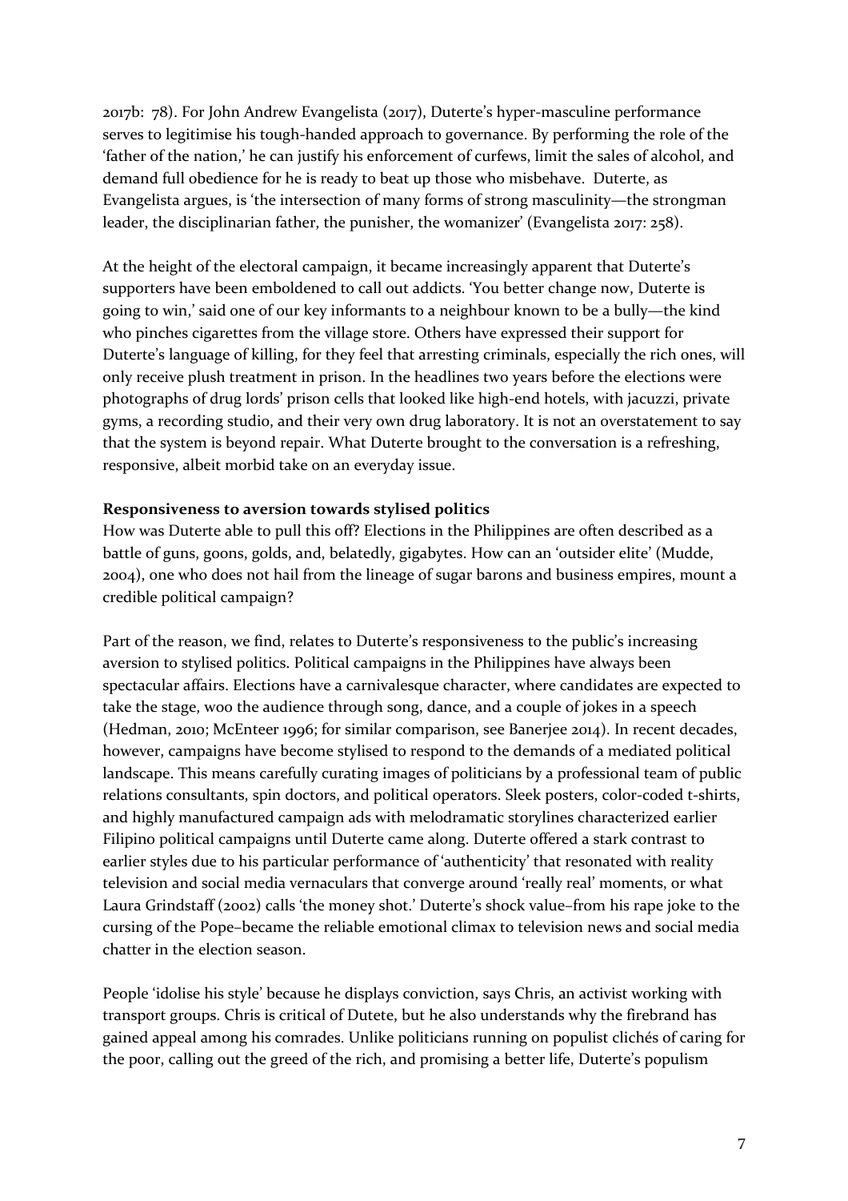2017b: 78). For John Andrew Evangelista (2017), Duterte's hyper-masculine performance serves to legitimise his tough-handed approach to governance. By performing the role of the 'father of the nation,' he can justify his enforcement of curfews, limit the sales of alcohol, and demand full obedience for he is ready to beat up those who misbehave. Duterte, as Evangelista argues, is 'the intersection of many forms of strong masculinity—the strongman leader, the disciplinarian father, the punisher, the womanizer' (Evangelista 2017: 258).

At the height of the electoral campaign, it became increasingly apparent that Duterte's supporters have been emboldened to call out addicts. 'You better change now, Duterte is going to win,' said one of our key informants to a neighbour known to be a bully—the kind who pinches cigarettes from the village store. Others have expressed their support for Duterte's language of killing, for they feel that arresting criminals, especially the rich ones, will only receive plush treatment in prison. In the headlines two years before the elections were photographs of drug lords' prison cells that looked like high-end hotels, with jacuzzi, private gyms, a recording studio, and their very own drug laboratory. It is not an overstatement to say that the system is beyond repair. What Duterte brought to the conversation is a refreshing, responsive, albeit morbid take on an everyday issue.

**Responsiveness to aversion towards stylised politics**

How was Duterte able to pull this off? Elections in the Philippines are often described as a battle of guns, goons, golds, and, belatedly, gigabytes. How can an 'outsider elite' (Mudde, 2004), one who does not hail from the lineage of sugar barons and business empires, mount a credible political campaign?

Part of the reason, we find, relates to Duterte's responsiveness to the public's increasing aversion to stylised politics. Political campaigns in the Philippines have always been spectacular affairs. Elections have a carnivalesque character, where candidates are expected to take the stage, woo the audience through song, dance, and a couple of jokes in a speech (Hedman, 2010; McEnteer 1996; for similar comparison, see Banerjee 2014). In recent decades, however, campaigns have become stylised to respond to the demands of a mediated political landscape. This means carefully curating images of politicians by a professional team of public relations consultants, spin doctors, and political operators. Sleek posters, color-coded t-shirts, and highly manufactured campaign ads with melodramatic storylines characterized earlier Filipino political campaigns until Duterte came along. Duterte offered a stark contrast to earlier styles due to his particular performance of 'authenticity' that resonated with reality television and social media vernaculars that converge around 'really real' moments, or what Laura Grindstaff (2002) calls 'the money shot.' Duterte's shock value–from his rape joke to the cursing of the Pope–became the reliable emotional climax to television news and social media chatter in the election season.

People 'idolise his style' because he displays conviction, says Chris, an activist working with transport groups. Chris is critical of Dutete, but he also understands why the firebrand has gained appeal among his comrades. Unlike politicians running on populist clichés of caring for the poor, calling out the greed of the rich, and promising a better life, Duterte's populism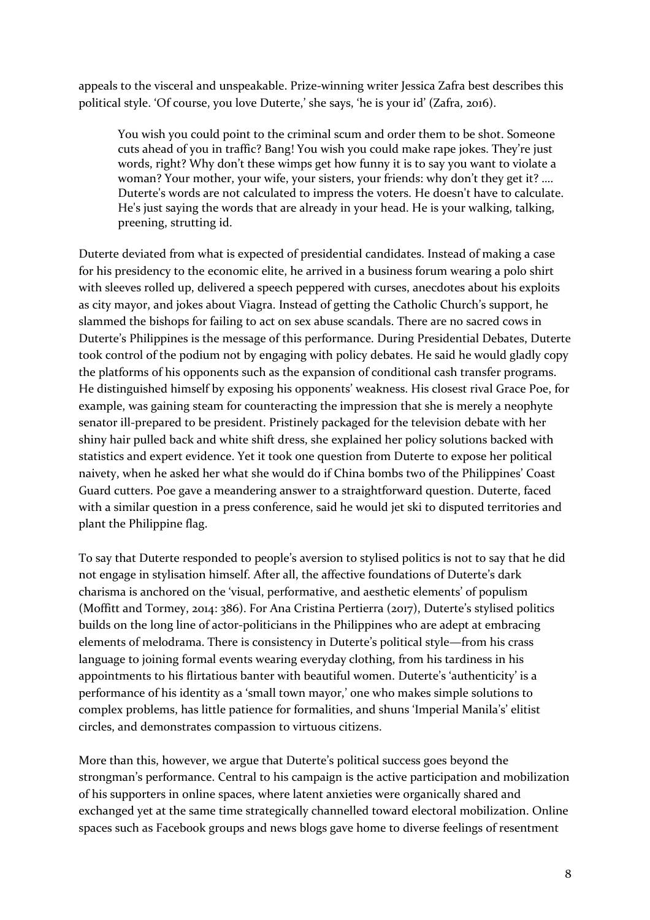appeals to the visceral and unspeakable. Prize-winning writer Jessica Zafra best describes this political style. 'Of course, you love Duterte,' she says, 'he is your id' (Zafra, 2016).

> You wish you could point to the criminal scum and order them to be shot. Someone cuts ahead of you in traffic? Bang! You wish you could make rape jokes. They're just words, right? Why don't these wimps get how funny it is to say you want to violate a woman? Your mother, your wife, your sisters, your friends: why don't they get it? .... Duterte's words are not calculated to impress the voters. He doesn't have to calculate. He's just saying the words that are already in your head. He is your walking, talking, preening, strutting id.

Duterte deviated from what is expected of presidential candidates. Instead of making a case for his presidency to the economic elite, he arrived in a business forum wearing a polo shirt with sleeves rolled up, delivered a speech peppered with curses, anecdotes about his exploits as city mayor, and jokes about Viagra. Instead of getting the Catholic Church's support, he slammed the bishops for failing to act on sex abuse scandals. There are no sacred cows in Duterte's Philippines is the message of this performance. During Presidential Debates, Duterte took control of the podium not by engaging with policy debates. He said he would gladly copy the platforms of his opponents such as the expansion of conditional cash transfer programs. He distinguished himself by exposing his opponents' weakness. His closest rival Grace Poe, for example, was gaining steam for counteracting the impression that she is merely a neophyte senator ill-prepared to be president. Pristinely packaged for the television debate with her shiny hair pulled back and white shift dress, she explained her policy solutions backed with statistics and expert evidence. Yet it took one question from Duterte to expose her political naivety, when he asked her what she would do if China bombs two of the Philippines' Coast Guard cutters. Poe gave a meandering answer to a straightforward question. Duterte, faced with a similar question in a press conference, said he would jet ski to disputed territories and plant the Philippine flag.

To say that Duterte responded to people's aversion to stylised politics is not to say that he did not engage in stylisation himself. After all, the affective foundations of Duterte's dark charisma is anchored on the 'visual, performative, and aesthetic elements' of populism (Moffitt and Tormey, 2014: 386). For Ana Cristina Pertierra (2017), Duterte's stylised politics builds on the long line of actor-politicians in the Philippines who are adept at embracing elements of melodrama. There is consistency in Duterte's political style—from his crass language to joining formal events wearing everyday clothing, from his tardiness in his appointments to his flirtatious banter with beautiful women. Duterte's 'authenticity' is a performance of his identity as a 'small town mayor,' one who makes simple solutions to complex problems, has little patience for formalities, and shuns 'Imperial Manila's' elitist circles, and demonstrates compassion to virtuous citizens.

More than this, however, we argue that Duterte's political success goes beyond the strongman's performance. Central to his campaign is the active participation and mobilization of his supporters in online spaces, where latent anxieties were organically shared and exchanged yet at the same time strategically channelled toward electoral mobilization. Online spaces such as Facebook groups and news blogs gave home to diverse feelings of resentment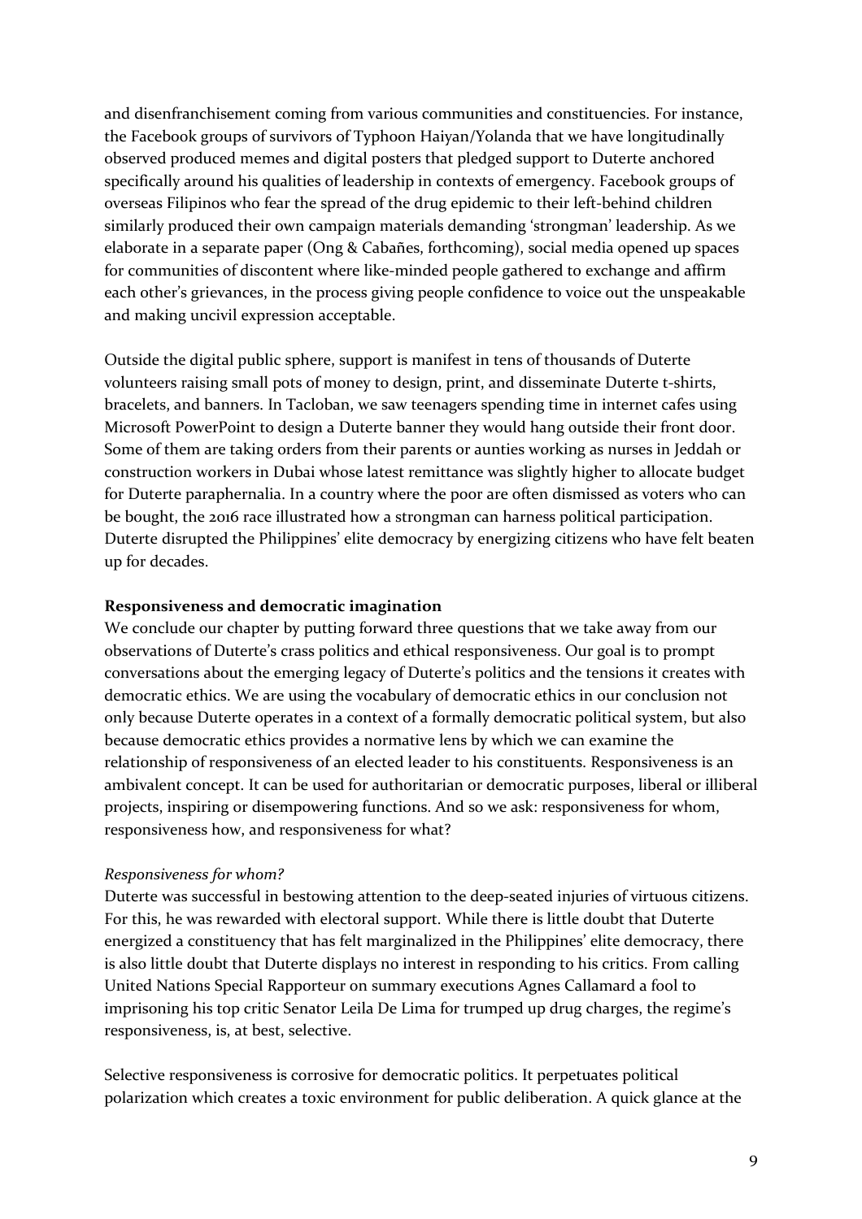and disenfranchisement coming from various communities and constituencies. For instance, the Facebook groups of survivors of Typhoon Haiyan/Yolanda that we have longitudinally observed produced memes and digital posters that pledged support to Duterte anchored specifically around his qualities of leadership in contexts of emergency. Facebook groups of overseas Filipinos who fear the spread of the drug epidemic to their left-behind children similarly produced their own campaign materials demanding 'strongman' leadership. As we elaborate in a separate paper (Ong & Cabañes, forthcoming), social media opened up spaces for communities of discontent where like-minded people gathered to exchange and affirm each other's grievances, in the process giving people confidence to voice out the unspeakable and making uncivil expression acceptable.

Outside the digital public sphere, support is manifest in tens of thousands of Duterte volunteers raising small pots of money to design, print, and disseminate Duterte t-shirts, bracelets, and banners. In Tacloban, we saw teenagers spending time in internet cafes using Microsoft PowerPoint to design a Duterte banner they would hang outside their front door. Some of them are taking orders from their parents or aunties working as nurses in Jeddah or construction workers in Dubai whose latest remittance was slightly higher to allocate budget for Duterte paraphernalia. In a country where the poor are often dismissed as voters who can be bought, the 2016 race illustrated how a strongman can harness political participation. Duterte disrupted the Philippines' elite democracy by energizing citizens who have felt beaten up for decades.

## Responsiveness and democratic imagination

We conclude our chapter by putting forward three questions that we take away from our observations of Duterte's crass politics and ethical responsiveness. Our goal is to prompt conversations about the emerging legacy of Duterte's politics and the tensions it creates with democratic ethics. We are using the vocabulary of democratic ethics in our conclusion not only because Duterte operates in a context of a formally democratic political system, but also because democratic ethics provides a normative lens by which we can examine the relationship of responsiveness of an elected leader to his constituents. Responsiveness is an ambivalent concept. It can be used for authoritarian or democratic purposes, liberal or illiberal projects, inspiring or disempowering functions. And so we ask: responsiveness for whom, responsiveness how, and responsiveness for what?

### *Responsiveness for whom?*

Duterte was successful in bestowing attention to the deep-seated injuries of virtuous citizens. For this, he was rewarded with electoral support. While there is little doubt that Duterte energized a constituency that has felt marginalized in the Philippines' elite democracy, there is also little doubt that Duterte displays no interest in responding to his critics. From calling United Nations Special Rapporteur on summary executions Agnes Callamard a fool to imprisoning his top critic Senator Leila De Lima for trumped up drug charges, the regime's responsiveness, is, at best, selective.

Selective responsiveness is corrosive for democratic politics. It perpetuates political polarization which creates a toxic environment for public deliberation. A quick glance at the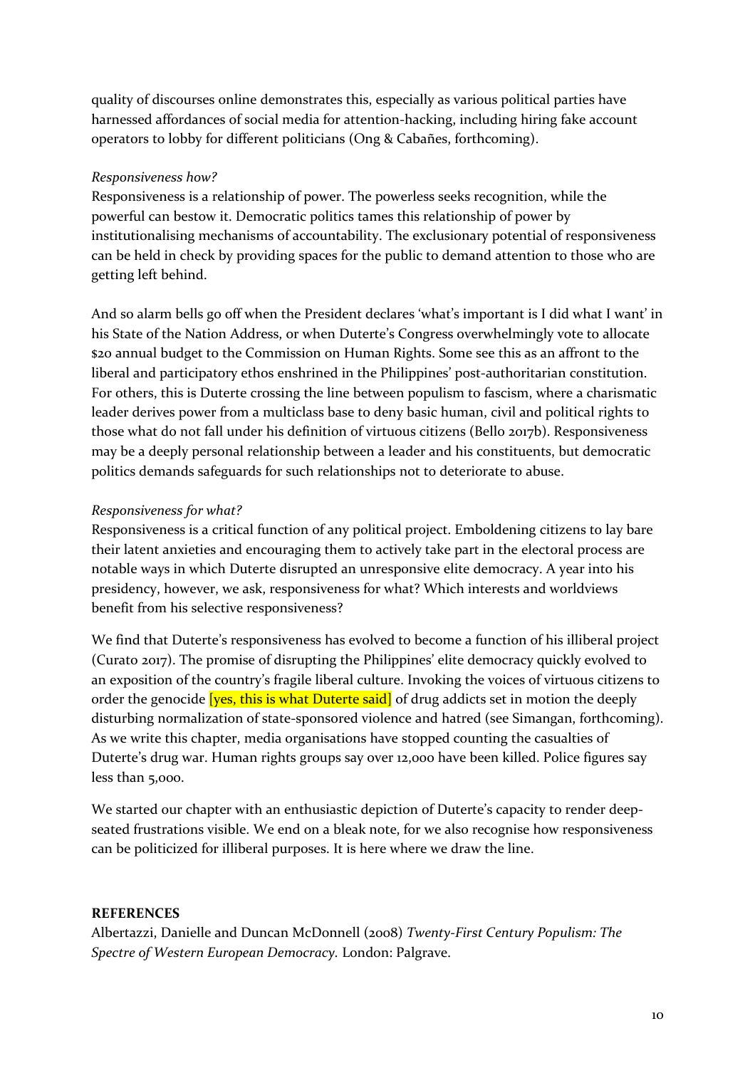quality of discourses online demonstrates this, especially as various political parties have harnessed affordances of social media for attention-hacking, including hiring fake account operators to lobby for different politicians (Ong & Cabañes, forthcoming).

*Responsiveness how?*

Responsiveness is a relationship of power. The powerless seeks recognition, while the powerful can bestow it. Democratic politics tames this relationship of power by institutionalising mechanisms of accountability. The exclusionary potential of responsiveness can be held in check by providing spaces for the public to demand attention to those who are getting left behind.

And so alarm bells go off when the President declares 'what's important is I did what I want' in his State of the Nation Address, or when Duterte's Congress overwhelmingly vote to allocate $20 annual budget to the Commission on Human Rights. Some see this as an affront to the liberal and participatory ethos enshrined in the Philippines' post-authoritarian constitution. For others, this is Duterte crossing the line between populism to fascism, where a charismatic leader derives power from a multiclass base to deny basic human, civil and political rights to those what do not fall under his definition of virtuous citizens (Bello 2017b). Responsiveness may be a deeply personal relationship between a leader and his constituents, but democratic politics demands safeguards for such relationships not to deteriorate to abuse.

*Responsiveness for what?*

Responsiveness is a critical function of any political project. Emboldening citizens to lay bare their latent anxieties and encouraging them to actively take part in the electoral process are notable ways in which Duterte disrupted an unresponsive elite democracy. A year into his presidency, however, we ask, responsiveness for what? Which interests and worldviews benefit from his selective responsiveness?

We find that Duterte's responsiveness has evolved to become a function of his illiberal project (Curato 2017). The promise of disrupting the Philippines' elite democracy quickly evolved to an exposition of the country's fragile liberal culture. Invoking the voices of virtuous citizens to order the genocide [yes, this is what Duterte said] of drug addicts set in motion the deeply disturbing normalization of state-sponsored violence and hatred (see Simangan, forthcoming). As we write this chapter, media organisations have stopped counting the casualties of Duterte's drug war. Human rights groups say over 12,000 have been killed. Police figures say less than 5,000.

We started our chapter with an enthusiastic depiction of Duterte's capacity to render deep-seated frustrations visible. We end on a bleak note, for we also recognise how responsiveness can be politicized for illiberal purposes. It is here where we draw the line.

**REFERENCES**

Albertazzi, Danielle and Duncan McDonnell (2008) *Twenty-First Century Populism: The Spectre of Western European Democracy.* London: Palgrave.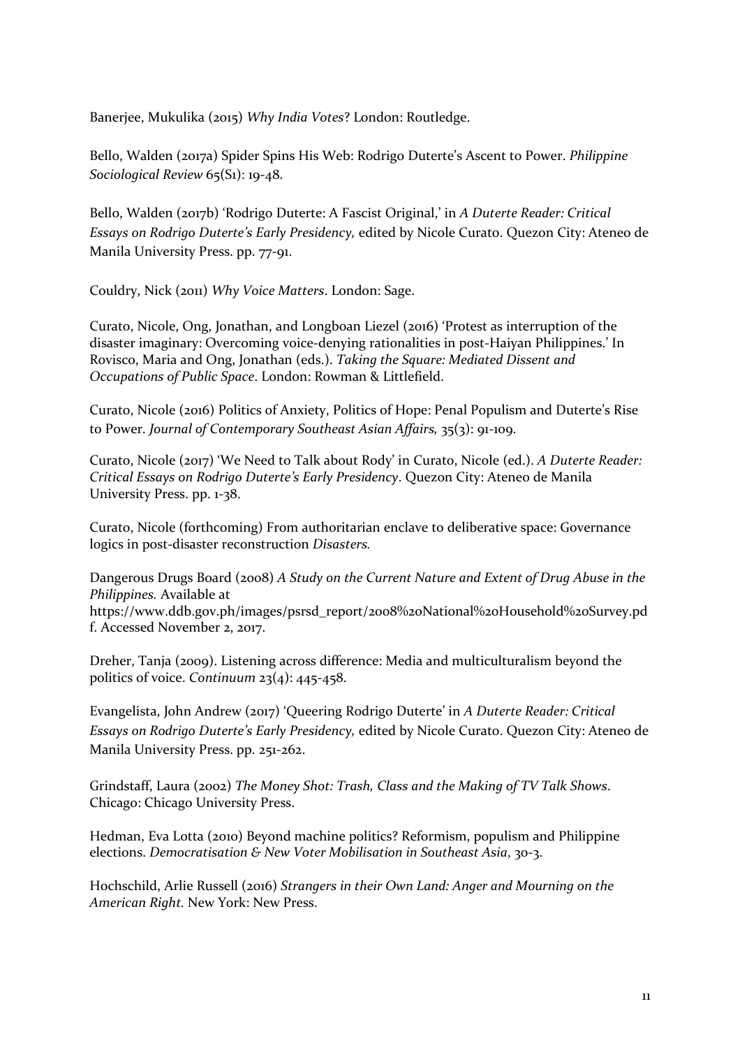Banerjee, Mukulika (2015) *Why India Votes*? London: Routledge.

Bello, Walden (2017a) Spider Spins His Web: Rodrigo Duterte's Ascent to Power. *Philippine Sociological Review* 65(S1): 19-48.

Bello, Walden (2017b) 'Rodrigo Duterte: A Fascist Original,' in *A Duterte Reader: Critical Essays on Rodrigo Duterte's Early Presidency,* edited by Nicole Curato. Quezon City: Ateneo de Manila University Press. pp. 77-91.

Couldry, Nick (2011) *Why Voice Matters*. London: Sage.

Curato, Nicole, Ong, Jonathan, and Longboan Liezel (2016) 'Protest as interruption of the disaster imaginary: Overcoming voice-denying rationalities in post-Haiyan Philippines.' In Rovisco, Maria and Ong, Jonathan (eds.). *Taking the Square: Mediated Dissent and Occupations of Public Space*. London: Rowman & Littlefield.

Curato, Nicole (2016) Politics of Anxiety, Politics of Hope: Penal Populism and Duterte's Rise to Power. *Journal of Contemporary Southeast Asian Affairs,* 35(3): 91-109.

Curato, Nicole (2017) 'We Need to Talk about Rody' in Curato, Nicole (ed.). *A Duterte Reader: Critical Essays on Rodrigo Duterte's Early Presidency*. Quezon City: Ateneo de Manila University Press. pp. 1-38.

Curato, Nicole (forthcoming) From authoritarian enclave to deliberative space: Governance logics in post-disaster reconstruction *Disasters.*

Dangerous Drugs Board (2008) *A Study on the Current Nature and Extent of Drug Abuse in the Philippines.* Available at https://www.ddb.gov.ph/images/psrsd_report/2008%20National%20Household%20Survey.pdf. Accessed November 2, 2017.

Dreher, Tanja (2009). Listening across difference: Media and multiculturalism beyond the politics of voice. *Continuum* 23(4): 445-458.

Evangelista, John Andrew (2017) 'Queering Rodrigo Duterte' in *A Duterte Reader: Critical Essays on Rodrigo Duterte's Early Presidency,* edited by Nicole Curato. Quezon City: Ateneo de Manila University Press. pp. 251-262.

Grindstaff, Laura (2002) *The Money Shot: Trash, Class and the Making of TV Talk Shows*. Chicago: Chicago University Press.

Hedman, Eva Lotta (2010) Beyond machine politics? Reformism, populism and Philippine elections. *Democratisation & New Voter Mobilisation in Southeast Asia*, 30-3.

Hochschild, Arlie Russell (2016) *Strangers in their Own Land: Anger and Mourning on the American Right.* New York: New Press.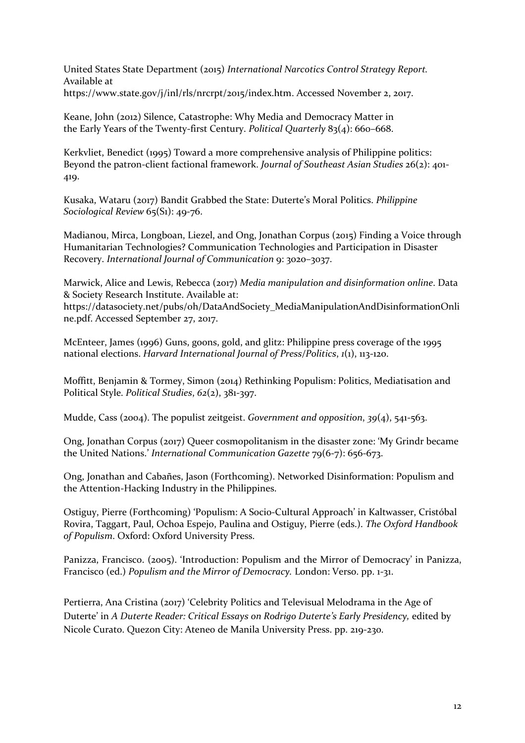United States State Department (2015) *International Narcotics Control Strategy Report.* Available at
https://www.state.gov/j/inl/rls/nrcrpt/2015/index.htm. Accessed November 2, 2017.

Keane, John (2012) Silence, Catastrophe: Why Media and Democracy Matter in the Early Years of the Twenty-first Century. *Political Quarterly* 83(4): 660–668.

Kerkvliet, Benedict (1995) Toward a more comprehensive analysis of Philippine politics: Beyond the patron-client factional framework. *Journal of Southeast Asian Studies* 26(2): 401-419.

Kusaka, Wataru (2017) Bandit Grabbed the State: Duterte's Moral Politics. *Philippine Sociological Review* 65(S1): 49-76.

Madianou, Mirca, Longboan, Liezel, and Ong, Jonathan Corpus (2015) Finding a Voice through Humanitarian Technologies? Communication Technologies and Participation in Disaster Recovery. *International Journal of Communication* 9: 3020–3037.

Marwick, Alice and Lewis, Rebecca (2017) *Media manipulation and disinformation online*. Data & Society Research Institute. Available at:
https://datasociety.net/pubs/oh/DataAndSociety_MediaManipulationAndDisinformationOnline.pdf. Accessed September 27, 2017.

McEnteer, James (1996) Guns, goons, gold, and glitz: Philippine press coverage of the 1995 national elections. *Harvard International Journal of Press/Politics*, *1*(1), 113-120.

Moffitt, Benjamin & Tormey, Simon (2014) Rethinking Populism: Politics, Mediatisation and Political Style. *Political Studies*, *62*(2), 381-397.

Mudde, Cass (2004). The populist zeitgeist. *Government and opposition*, *39*(4), 541-563.

Ong, Jonathan Corpus (2017) Queer cosmopolitanism in the disaster zone: 'My Grindr became the United Nations.' *International Communication Gazette* 79(6-7): 656-673.

Ong, Jonathan and Cabañes, Jason (Forthcoming). Networked Disinformation: Populism and the Attention-Hacking Industry in the Philippines.

Ostiguy, Pierre (Forthcoming) 'Populism: A Socio-Cultural Approach' in Kaltwasser, Cristóbal Rovira, Taggart, Paul, Ochoa Espejo, Paulina and Ostiguy, Pierre (eds.). *The Oxford Handbook of Populism*. Oxford: Oxford University Press.

Panizza, Francisco. (2005). 'Introduction: Populism and the Mirror of Democracy' in Panizza, Francisco (ed.) *Populism and the Mirror of Democracy.* London: Verso. pp. 1-31.

Pertierra, Ana Cristina (2017) 'Celebrity Politics and Televisual Melodrama in the Age of Duterte' in *A Duterte Reader: Critical Essays on Rodrigo Duterte's Early Presidency,* edited by Nicole Curato. Quezon City: Ateneo de Manila University Press. pp. 219-230.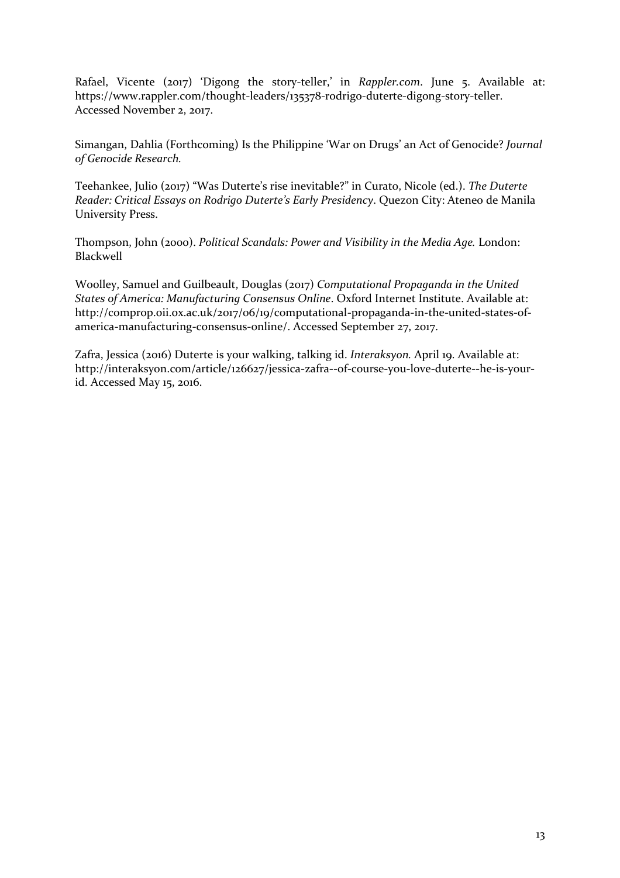Rafael, Vicente (2017) 'Digong the story-teller,' in *Rappler.com*. June 5. Available at: https://www.rappler.com/thought-leaders/135378-rodrigo-duterte-digong-story-teller. Accessed November 2, 2017.

Simangan, Dahlia (Forthcoming) Is the Philippine 'War on Drugs' an Act of Genocide? *Journal of Genocide Research.*

Teehankee, Julio (2017) "Was Duterte's rise inevitable?" in Curato, Nicole (ed.). *The Duterte Reader: Critical Essays on Rodrigo Duterte's Early Presidency*. Quezon City: Ateneo de Manila University Press.

Thompson, John (2000). *Political Scandals: Power and Visibility in the Media Age.* London: Blackwell

Woolley, Samuel and Guilbeault, Douglas (2017) *Computational Propaganda in the United States of America: Manufacturing Consensus Online*. Oxford Internet Institute. Available at: http://comprop.oii.ox.ac.uk/2017/06/19/computational-propaganda-in-the-united-states-of-america-manufacturing-consensus-online/. Accessed September 27, 2017.

Zafra, Jessica (2016) Duterte is your walking, talking id. *Interaksyon.* April 19. Available at: http://interaksyon.com/article/126627/jessica-zafra--of-course-you-love-duterte--he-is-your-id. Accessed May 15, 2016.